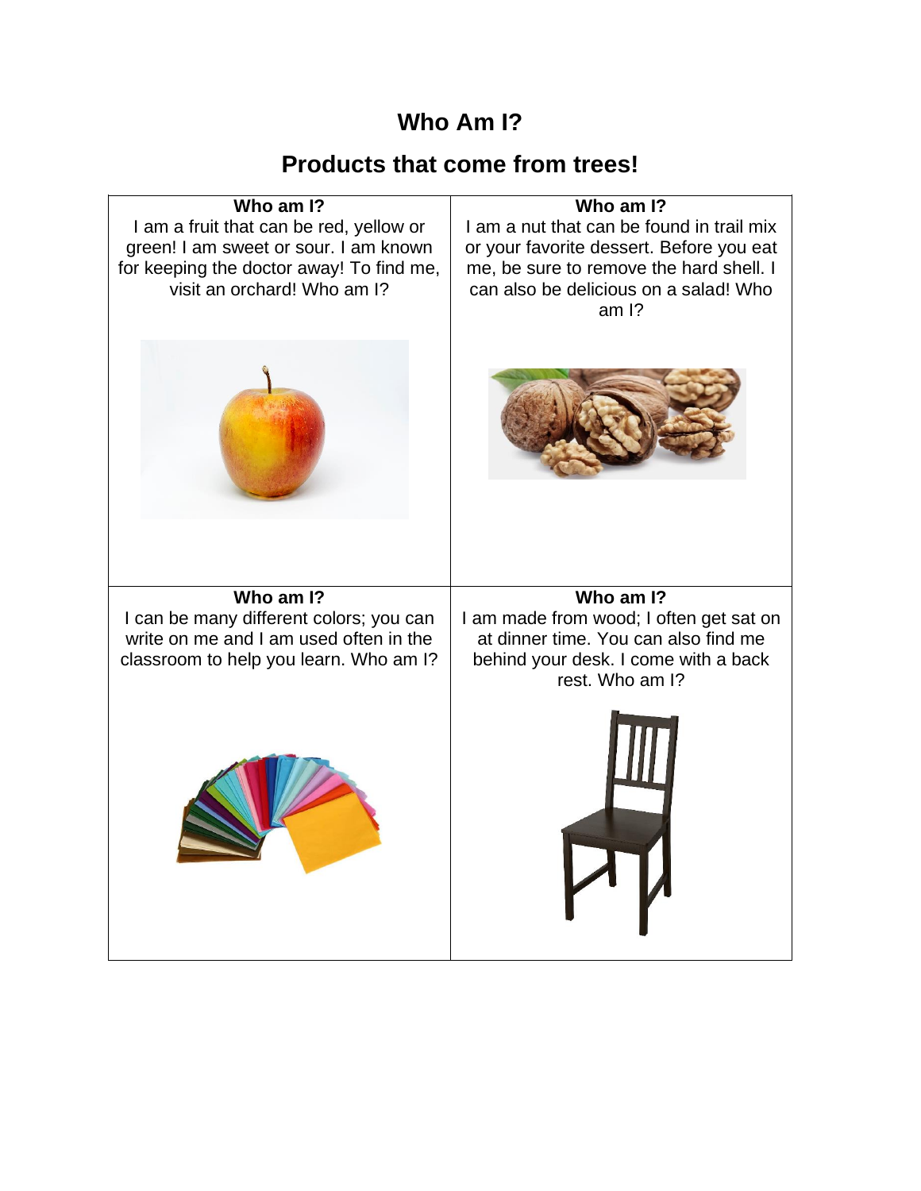# Who Am I?

## Products that come from trees!

| **Who am I?**<br>I am a fruit that can be red, yellow or green! I am sweet or sour. I am known for keeping the doctor away! To find me, visit an orchard! Who am I? | **Who am I?**<br>I am a nut that can be found in trail mix or your favorite dessert. Before you eat me, be sure to remove the hard shell. I can also be delicious on a salad! Who am I? |
|---|---|
| **Who am I?**<br>I can be many different colors; you can write on me and I am used often in the classroom to help you learn. Who am I? | **Who am I?**<br>I am made from wood; I often get sat on at dinner time. You can also find me behind your desk. I come with a back rest. Who am I? |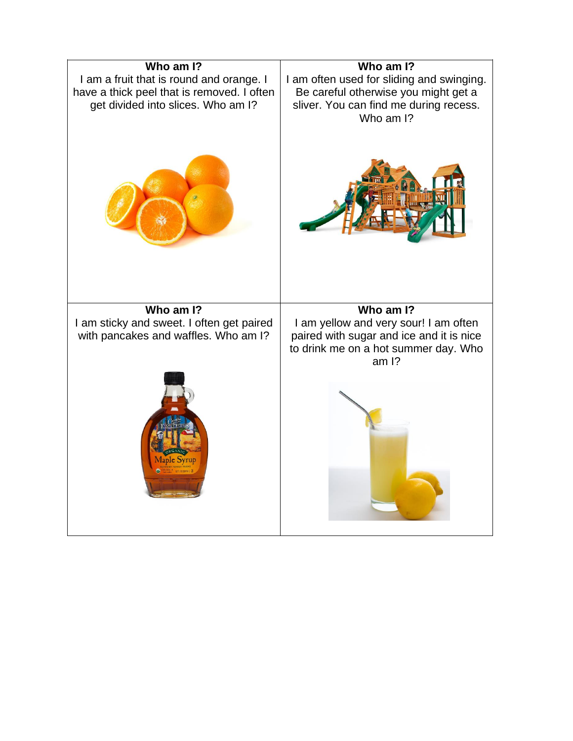| | |
|---|---|
| **Who am I?**<br>I am a fruit that is round and orange. I have a thick peel that is removed. I often get divided into slices. Who am I? | **Who am I?**<br>I am often used for sliding and swinging. Be careful otherwise you might get a sliver. You can find me during recess. Who am I? |
| **Who am I?**<br>I am sticky and sweet. I often get paired with pancakes and waffles. Who am I? | **Who am I?**<br>I am yellow and very sour! I am often paired with sugar and ice and it is nice to drink me on a hot summer day. Who am I? |